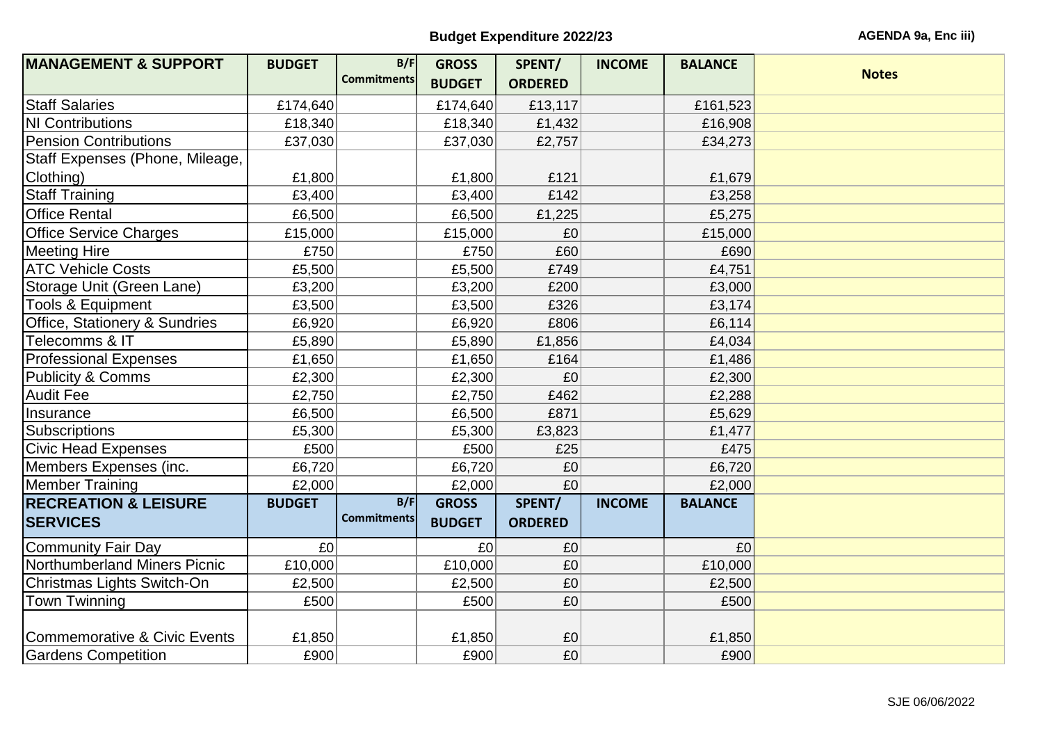# Budget Expenditure 2022/23

AGENDA 9a, Enc iii)

| MANAGEMENT & SUPPORT | BUDGET | B/F Commitments | GROSS BUDGET | SPENT/ ORDERED | INCOME | BALANCE | Notes |
|---|---|---|---|---|---|---|---|
| Staff Salaries | £174,640 | | £174,640 | £13,117 | | £161,523 | |
| NI Contributions | £18,340 | | £18,340 | £1,432 | | £16,908 | |
| Pension Contributions | £37,030 | | £37,030 | £2,757 | | £34,273 | |
| Staff Expenses (Phone, Mileage, Clothing) | £1,800 | | £1,800 | £121 | | £1,679 | |
| Staff Training | £3,400 | | £3,400 | £142 | | £3,258 | |
| Office Rental | £6,500 | | £6,500 | £1,225 | | £5,275 | |
| Office Service Charges | £15,000 | | £15,000 | £0 | | £15,000 | |
| Meeting Hire | £750 | | £750 | £60 | | £690 | |
| ATC Vehicle Costs | £5,500 | | £5,500 | £749 | | £4,751 | |
| Storage Unit (Green Lane) | £3,200 | | £3,200 | £200 | | £3,000 | |
| Tools & Equipment | £3,500 | | £3,500 | £326 | | £3,174 | |
| Office, Stationery & Sundries | £6,920 | | £6,920 | £806 | | £6,114 | |
| Telecomms & IT | £5,890 | | £5,890 | £1,856 | | £4,034 | |
| Professional Expenses | £1,650 | | £1,650 | £164 | | £1,486 | |
| Publicity & Comms | £2,300 | | £2,300 | £0 | | £2,300 | |
| Audit Fee | £2,750 | | £2,750 | £462 | | £2,288 | |
| Insurance | £6,500 | | £6,500 | £871 | | £5,629 | |
| Subscriptions | £5,300 | | £5,300 | £3,823 | | £1,477 | |
| Civic Head Expenses | £500 | | £500 | £25 | | £475 | |
| Members Expenses (inc. | £6,720 | | £6,720 | £0 | | £6,720 | |
| Member Training | £2,000 | | £2,000 | £0 | | £2,000 | |
| **RECREATION & LEISURE SERVICES** | **BUDGET** | **B/F Commitments** | **GROSS BUDGET** | **SPENT/ ORDERED** | **INCOME** | **BALANCE** | |
| Community Fair Day | £0 | | £0 | £0 | | £0 | |
| Northumberland Miners Picnic | £10,000 | | £10,000 | £0 | | £10,000 | |
| Christmas Lights Switch-On | £2,500 | | £2,500 | £0 | | £2,500 | |
| Town Twinning | £500 | | £500 | £0 | | £500 | |
| Commemorative & Civic Events | £1,850 | | £1,850 | £0 | | £1,850 | |
| Gardens Competition | £900 | | £900 | £0 | | £900 | |

SJE 06/06/2022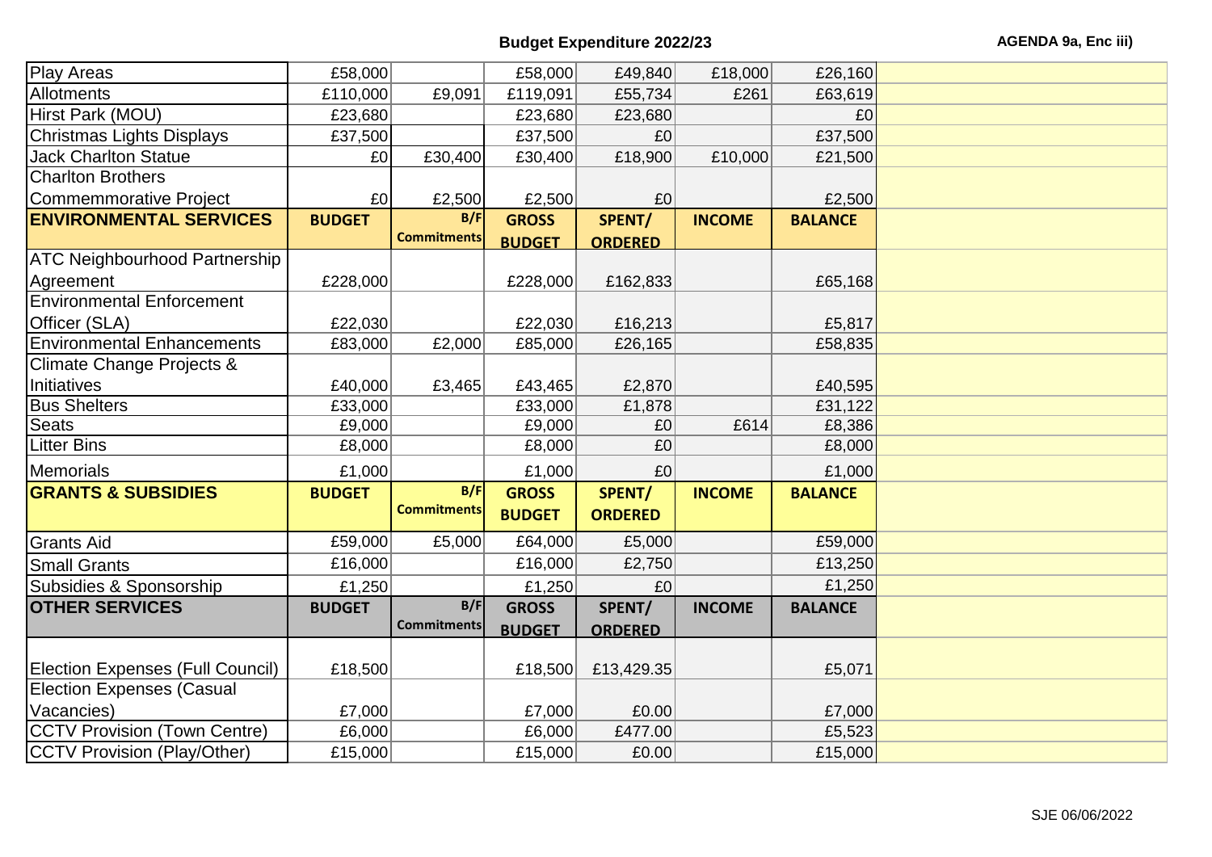## Budget Expenditure 2022/23

AGENDA 9a, Enc iii)

| | | | | | | | |
|---|---|---|---|---|---|---|---|
| Play Areas | £58,000 | | £58,000 | £49,840 | £18,000 | £26,160 | |
| Allotments | £110,000 | £9,091 | £119,091 | £55,734 | £261 | £63,619 | |
| Hirst Park (MOU) | £23,680 | | £23,680 | £23,680 | | £0 | |
| Christmas Lights Displays | £37,500 | | £37,500 | £0 | | £37,500 | |
| Jack Charlton Statue | £0 | £30,400 | £30,400 | £18,900 | £10,000 | £21,500 | |
| Charlton Brothers Commemmorative Project | £0 | £2,500 | £2,500 | £0 | | £2,500 | |
| **ENVIRONMENTAL SERVICES** | **BUDGET** | **B/F Commitments** | **GROSS BUDGET** | **SPENT/ ORDERED** | **INCOME** | **BALANCE** | |
| ATC Neighbourhood Partnership Agreement | £228,000 | | £228,000 | £162,833 | | £65,168 | |
| Environmental Enforcement Officer (SLA) | £22,030 | | £22,030 | £16,213 | | £5,817 | |
| Environmental Enhancements | £83,000 | £2,000 | £85,000 | £26,165 | | £58,835 | |
| Climate Change Projects & Initiatives | £40,000 | £3,465 | £43,465 | £2,870 | | £40,595 | |
| Bus Shelters | £33,000 | | £33,000 | £1,878 | | £31,122 | |
| Seats | £9,000 | | £9,000 | £0 | £614 | £8,386 | |
| Litter Bins | £8,000 | | £8,000 | £0 | | £8,000 | |
| Memorials | £1,000 | | £1,000 | £0 | | £1,000 | |
| **GRANTS & SUBSIDIES** | **BUDGET** | **B/F Commitments** | **GROSS BUDGET** | **SPENT/ ORDERED** | **INCOME** | **BALANCE** | |
| Grants Aid | £59,000 | £5,000 | £64,000 | £5,000 | | £59,000 | |
| Small Grants | £16,000 | | £16,000 | £2,750 | | £13,250 | |
| Subsidies & Sponsorship | £1,250 | | £1,250 | £0 | | £1,250 | |
| **OTHER SERVICES** | **BUDGET** | **B/F Commitments** | **GROSS BUDGET** | **SPENT/ ORDERED** | **INCOME** | **BALANCE** | |
| Election Expenses (Full Council) | £18,500 | | £18,500 | £13,429.35 | | £5,071 | |
| Election Expenses (Casual Vacancies) | £7,000 | | £7,000 | £0.00 | | £7,000 | |
| CCTV Provision (Town Centre) | £6,000 | | £6,000 | £477.00 | | £5,523 | |
| CCTV Provision (Play/Other) | £15,000 | | £15,000 | £0.00 | | £15,000 | |

SJE 06/06/2022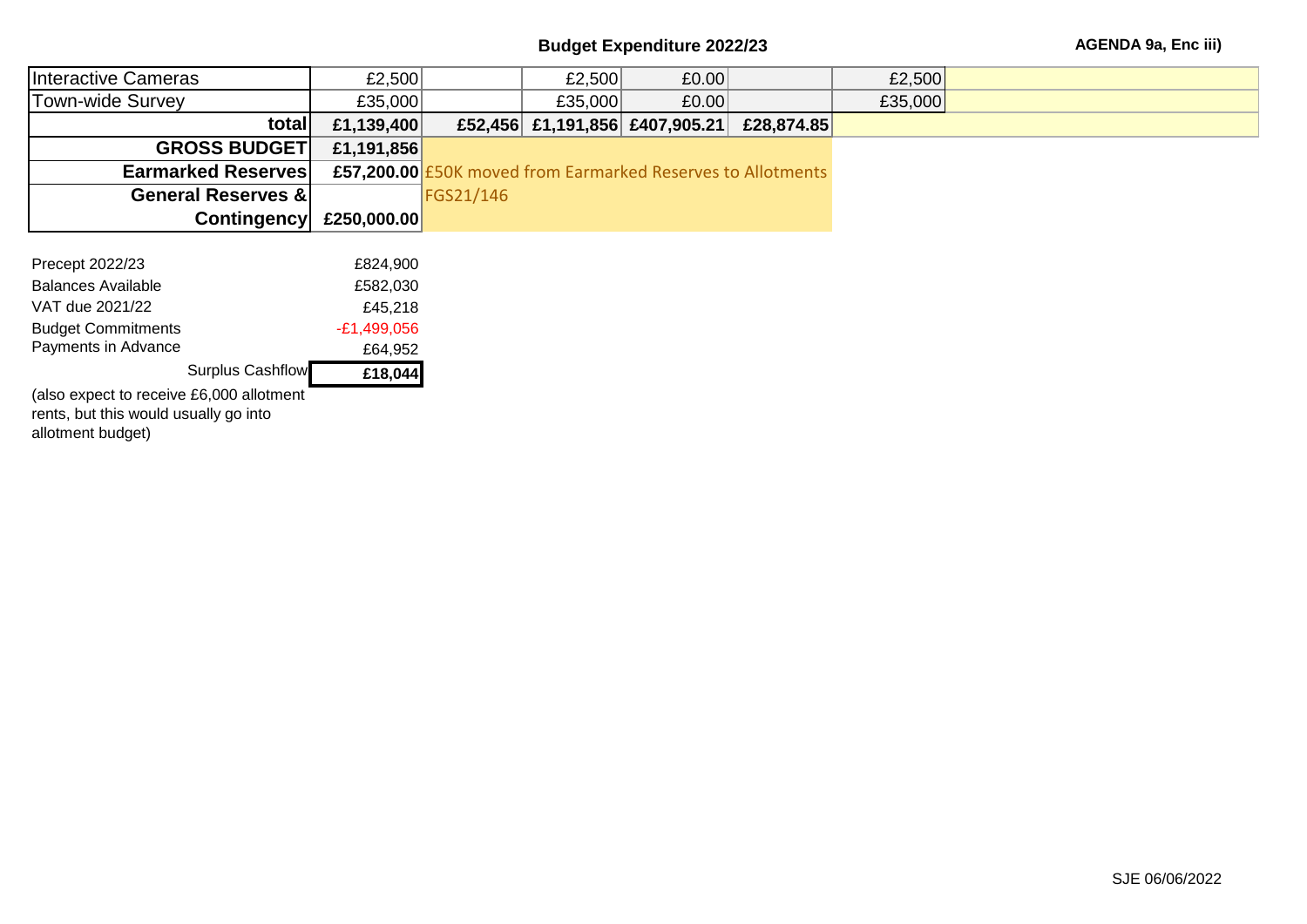## Budget Expenditure 2022/23

**AGENDA 9a, Enc iii)**

| | | | | | | | |
|---|---|---|---|---|---|---|---|
| Interactive Cameras | £2,500 | | £2,500 | £0.00 | | £2,500 | |
| Town-wide Survey | £35,000 | | £35,000 | £0.00 | | £35,000 | |
| **total** | **£1,139,400** | **£52,456** | **£1,191,856** | **£407,905.21** | **£28,874.85** | | |
| **GROSS BUDGET** | **£1,191,856** | | | | | | |
| **Earmarked Reserves** | **£57,200.00** | £50K moved from Earmarked Reserves to Allotments FGS21/146 | | | | | |
| **General Reserves & Contingency** | **£250,000.00** | | | | | | |

| | |
|---|---|
| Precept 2022/23 | £824,900 |
| Balances Available | £582,030 |
| VAT due 2021/22 | £45,218 |
| Budget Commitments | -£1,499,056 |
| Payments in Advance | £64,952 |
| Surplus Cashflow | **£18,044** |

(also expect to receive £6,000 allotment rents, but this would usually go into allotment budget)

SJE 06/06/2022